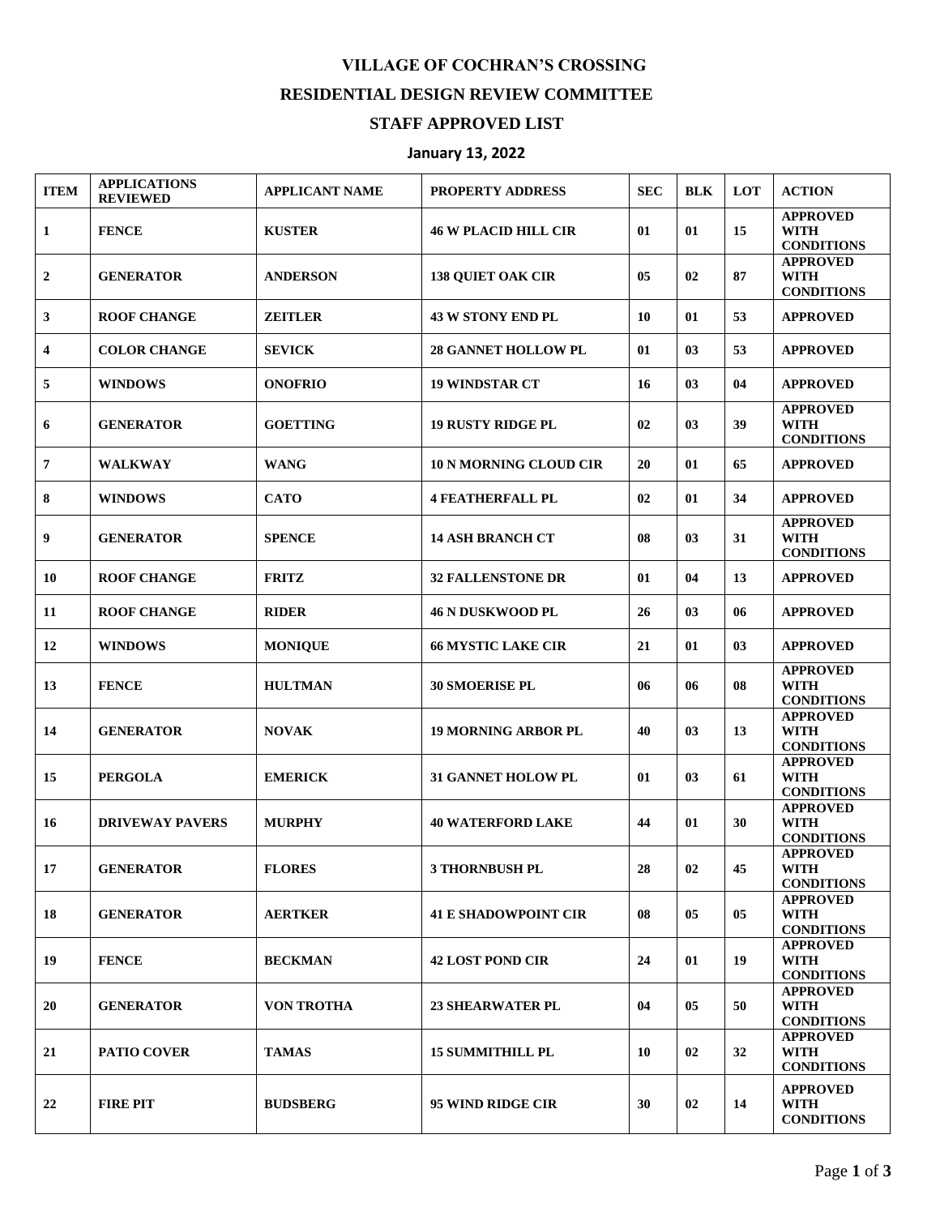# VILLAGE OF COCHRAN'S CROSSING

## RESIDENTIAL DESIGN REVIEW COMMITTEE

## STAFF APPROVED LIST

### January 13, 2022

| ITEM | APPLICATIONS REVIEWED | APPLICANT NAME | PROPERTY ADDRESS | SEC | BLK | LOT | ACTION |
|---|---|---|---|---|---|---|---|
| 1 | FENCE | KUSTER | 46 W PLACID HILL CIR | 01 | 01 | 15 | APPROVED WITH CONDITIONS |
| 2 | GENERATOR | ANDERSON | 138 QUIET OAK CIR | 05 | 02 | 87 | APPROVED WITH CONDITIONS |
| 3 | ROOF CHANGE | ZEITLER | 43 W STONY END PL | 10 | 01 | 53 | APPROVED |
| 4 | COLOR CHANGE | SEVICK | 28 GANNET HOLLOW PL | 01 | 03 | 53 | APPROVED |
| 5 | WINDOWS | ONOFRIO | 19 WINDSTAR CT | 16 | 03 | 04 | APPROVED |
| 6 | GENERATOR | GOETTING | 19 RUSTY RIDGE PL | 02 | 03 | 39 | APPROVED WITH CONDITIONS |
| 7 | WALKWAY | WANG | 10 N MORNING CLOUD CIR | 20 | 01 | 65 | APPROVED |
| 8 | WINDOWS | CATO | 4 FEATHERFALL PL | 02 | 01 | 34 | APPROVED |
| 9 | GENERATOR | SPENCE | 14 ASH BRANCH CT | 08 | 03 | 31 | APPROVED WITH CONDITIONS |
| 10 | ROOF CHANGE | FRITZ | 32 FALLENSTONE DR | 01 | 04 | 13 | APPROVED |
| 11 | ROOF CHANGE | RIDER | 46 N DUSKWOOD PL | 26 | 03 | 06 | APPROVED |
| 12 | WINDOWS | MONIQUE | 66 MYSTIC LAKE CIR | 21 | 01 | 03 | APPROVED |
| 13 | FENCE | HULTMAN | 30 SMOERISE PL | 06 | 06 | 08 | APPROVED WITH CONDITIONS |
| 14 | GENERATOR | NOVAK | 19 MORNING ARBOR PL | 40 | 03 | 13 | APPROVED WITH CONDITIONS |
| 15 | PERGOLA | EMERICK | 31 GANNET HOLOW PL | 01 | 03 | 61 | APPROVED WITH CONDITIONS |
| 16 | DRIVEWAY PAVERS | MURPHY | 40 WATERFORD LAKE | 44 | 01 | 30 | APPROVED WITH CONDITIONS |
| 17 | GENERATOR | FLORES | 3 THORNBUSH PL | 28 | 02 | 45 | APPROVED WITH CONDITIONS |
| 18 | GENERATOR | AERTKER | 41 E SHADOWPOINT CIR | 08 | 05 | 05 | APPROVED WITH CONDITIONS |
| 19 | FENCE | BECKMAN | 42 LOST POND CIR | 24 | 01 | 19 | APPROVED WITH CONDITIONS |
| 20 | GENERATOR | VON TROTHA | 23 SHEARWATER PL | 04 | 05 | 50 | APPROVED WITH CONDITIONS |
| 21 | PATIO COVER | TAMAS | 15 SUMMITHILL PL | 10 | 02 | 32 | APPROVED WITH CONDITIONS |
| 22 | FIRE PIT | BUDSBERG | 95 WIND RIDGE CIR | 30 | 02 | 14 | APPROVED WITH CONDITIONS |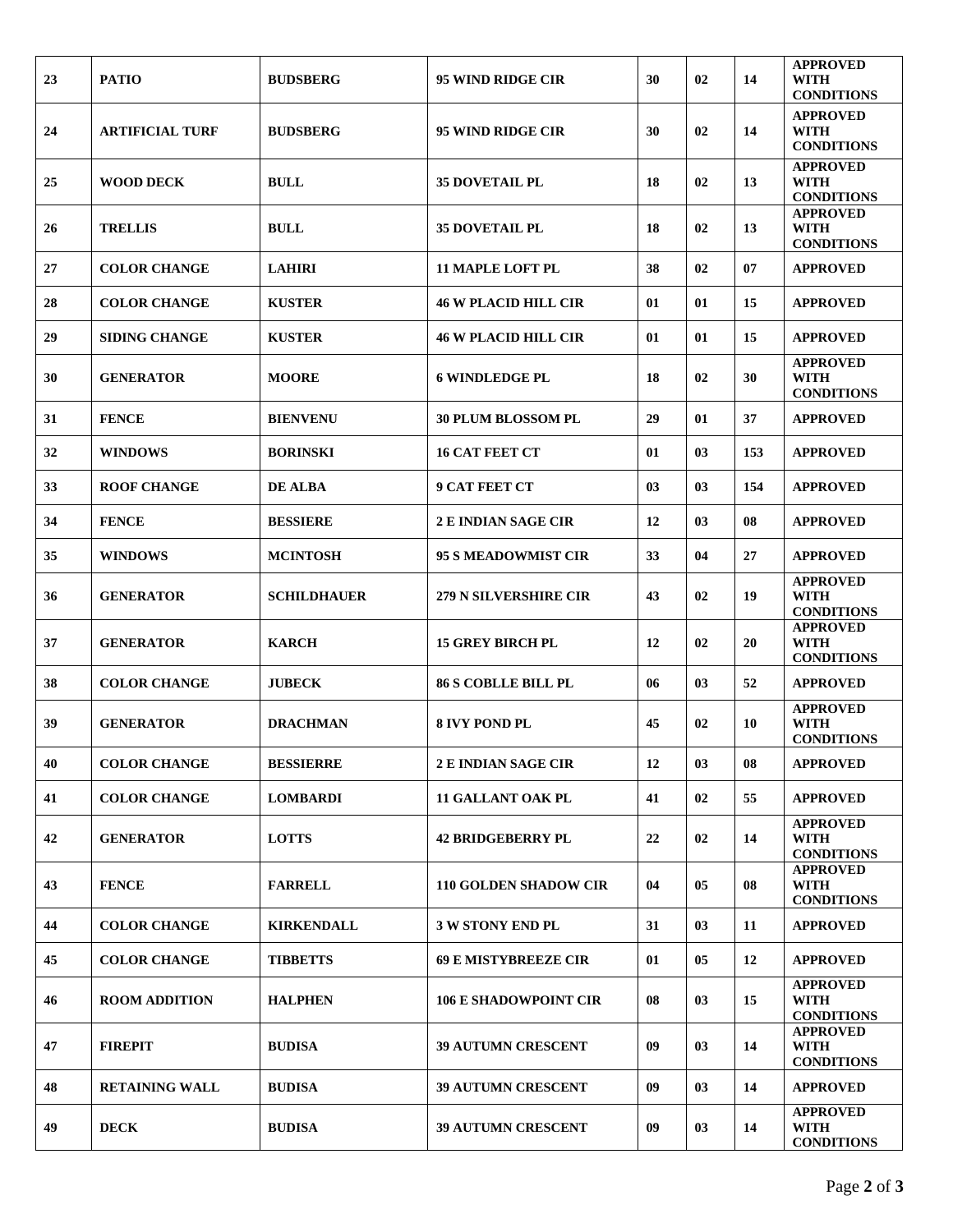| 23 | PATIO | BUDSBERG | 95 WIND RIDGE CIR | 30 | 02 | 14 | APPROVED WITH CONDITIONS |
|---|---|---|---|---|---|---|---|
| 24 | ARTIFICIAL TURF | BUDSBERG | 95 WIND RIDGE CIR | 30 | 02 | 14 | APPROVED WITH CONDITIONS |
| 25 | WOOD DECK | BULL | 35 DOVETAIL PL | 18 | 02 | 13 | APPROVED WITH CONDITIONS |
| 26 | TRELLIS | BULL | 35 DOVETAIL PL | 18 | 02 | 13 | APPROVED WITH CONDITIONS |
| 27 | COLOR CHANGE | LAHIRI | 11 MAPLE LOFT PL | 38 | 02 | 07 | APPROVED |
| 28 | COLOR CHANGE | KUSTER | 46 W PLACID HILL CIR | 01 | 01 | 15 | APPROVED |
| 29 | SIDING CHANGE | KUSTER | 46 W PLACID HILL CIR | 01 | 01 | 15 | APPROVED |
| 30 | GENERATOR | MOORE | 6 WINDLEDGE PL | 18 | 02 | 30 | APPROVED WITH CONDITIONS |
| 31 | FENCE | BIENVENU | 30 PLUM BLOSSOM PL | 29 | 01 | 37 | APPROVED |
| 32 | WINDOWS | BORINSKI | 16 CAT FEET CT | 01 | 03 | 153 | APPROVED |
| 33 | ROOF CHANGE | DE ALBA | 9 CAT FEET CT | 03 | 03 | 154 | APPROVED |
| 34 | FENCE | BESSIERE | 2 E INDIAN SAGE CIR | 12 | 03 | 08 | APPROVED |
| 35 | WINDOWS | MCINTOSH | 95 S MEADOWMIST CIR | 33 | 04 | 27 | APPROVED |
| 36 | GENERATOR | SCHILDHAUER | 279 N SILVERSHIRE CIR | 43 | 02 | 19 | APPROVED WITH CONDITIONS |
| 37 | GENERATOR | KARCH | 15 GREY BIRCH PL | 12 | 02 | 20 | APPROVED WITH CONDITIONS |
| 38 | COLOR CHANGE | JUBECK | 86 S COBLLE BILL PL | 06 | 03 | 52 | APPROVED |
| 39 | GENERATOR | DRACHMAN | 8 IVY POND PL | 45 | 02 | 10 | APPROVED WITH CONDITIONS |
| 40 | COLOR CHANGE | BESSIERRE | 2 E INDIAN SAGE CIR | 12 | 03 | 08 | APPROVED |
| 41 | COLOR CHANGE | LOMBARDI | 11 GALLANT OAK PL | 41 | 02 | 55 | APPROVED |
| 42 | GENERATOR | LOTTS | 42 BRIDGEBERRY PL | 22 | 02 | 14 | APPROVED WITH CONDITIONS |
| 43 | FENCE | FARRELL | 110 GOLDEN SHADOW CIR | 04 | 05 | 08 | APPROVED WITH CONDITIONS |
| 44 | COLOR CHANGE | KIRKENDALL | 3 W STONY END PL | 31 | 03 | 11 | APPROVED |
| 45 | COLOR CHANGE | TIBBETTS | 69 E MISTYBREEZE CIR | 01 | 05 | 12 | APPROVED |
| 46 | ROOM ADDITION | HALPHEN | 106 E SHADOWPOINT CIR | 08 | 03 | 15 | APPROVED WITH CONDITIONS |
| 47 | FIREPIT | BUDISA | 39 AUTUMN CRESCENT | 09 | 03 | 14 | APPROVED WITH CONDITIONS |
| 48 | RETAINING WALL | BUDISA | 39 AUTUMN CRESCENT | 09 | 03 | 14 | APPROVED |
| 49 | DECK | BUDISA | 39 AUTUMN CRESCENT | 09 | 03 | 14 | APPROVED WITH CONDITIONS |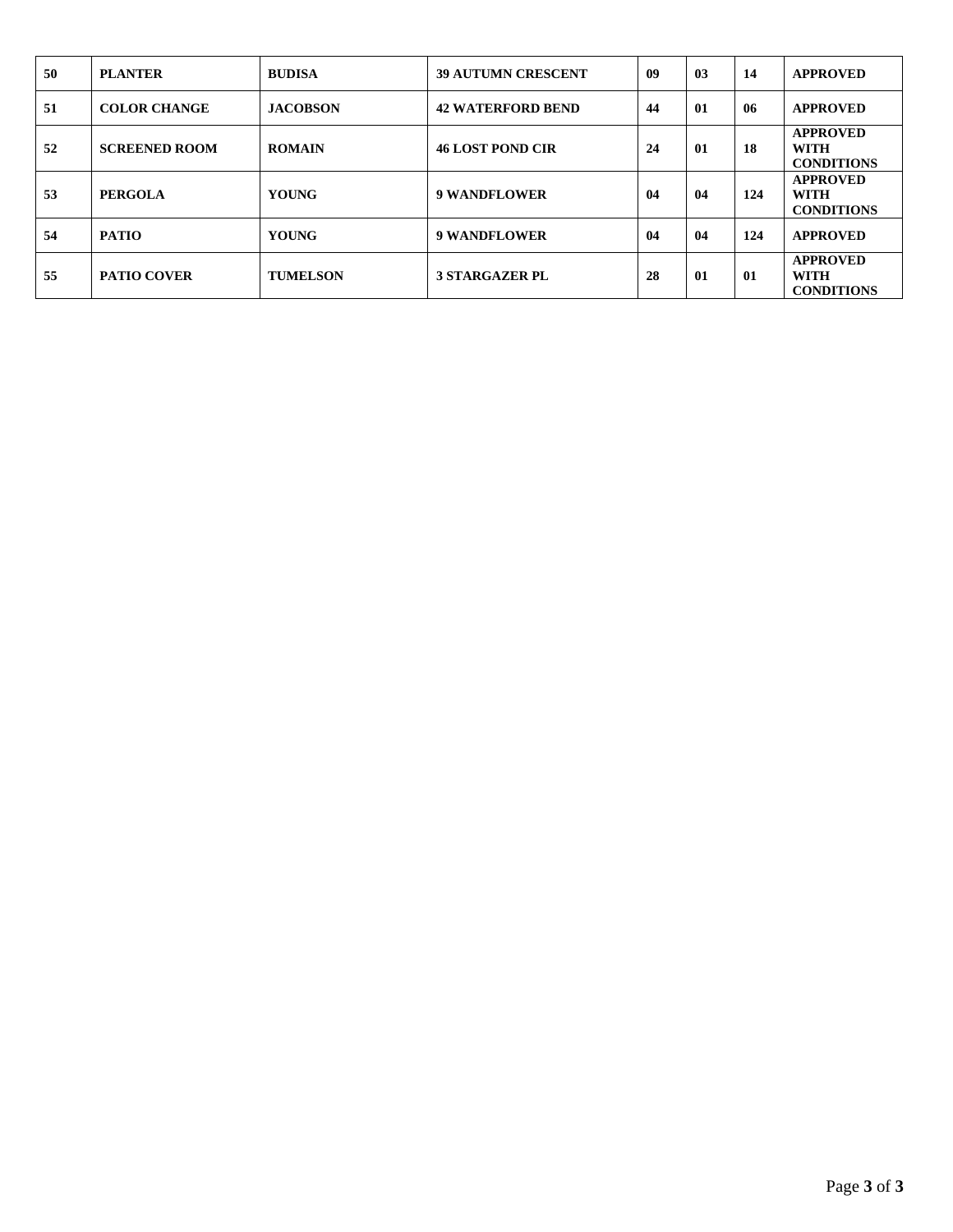| | | | | | | | |
|---|---|---|---|---|---|---|---|
| 50 | PLANTER | BUDISA | 39 AUTUMN CRESCENT | 09 | 03 | 14 | APPROVED |
| 51 | COLOR CHANGE | JACOBSON | 42 WATERFORD BEND | 44 | 01 | 06 | APPROVED |
| 52 | SCREENED ROOM | ROMAIN | 46 LOST POND CIR | 24 | 01 | 18 | APPROVED WITH CONDITIONS |
| 53 | PERGOLA | YOUNG | 9 WANDFLOWER | 04 | 04 | 124 | APPROVED WITH CONDITIONS |
| 54 | PATIO | YOUNG | 9 WANDFLOWER | 04 | 04 | 124 | APPROVED |
| 55 | PATIO COVER | TUMELSON | 3 STARGAZER PL | 28 | 01 | 01 | APPROVED WITH CONDITIONS |